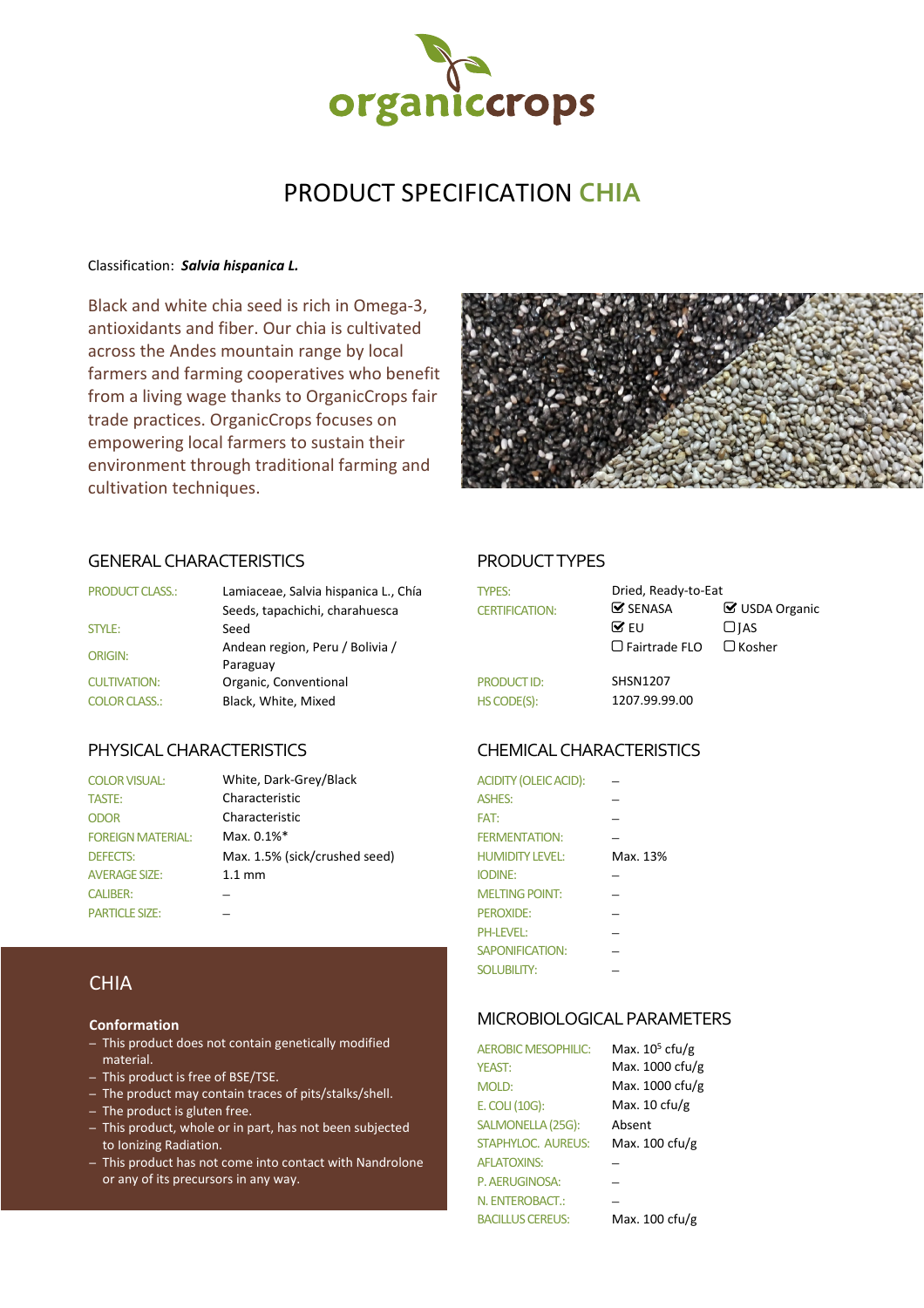organiccrops

# PRODUCT SPECIFICATION CHIA

Classification: ***Salvia hispanica L.***

Black and white chia seed is rich in Omega-3, antioxidants and fiber. Our chia is cultivated across the Andes mountain range by local farmers and farming cooperatives who benefit from a living wage thanks to OrganicCrops fair trade practices. OrganicCrops focuses on empowering local farmers to sustain their environment through traditional farming and cultivation techniques.

## GENERAL CHARACTERISTICS

| | |
|---|---|
| PRODUCT CLASS.: | Lamiaceae, Salvia hispanica L., Chía Seeds, tapachichi, charahuesca |
| STYLE: | Seed |
| ORIGIN: | Andean region, Peru / Bolivia / Paraguay |
| CULTIVATION: | Organic, Conventional |
| COLOR CLASS.: | Black, White, Mixed |

## PRODUCT TYPES

| | | |
|---|---|---|
| TYPES: | Dried, Ready-to-Eat | |
| CERTIFICATION: | ☑ SENASA | ☑ USDA Organic |
| | ☑ EU | ☐ JAS |
| | ☐ Fairtrade FLO | ☐ Kosher |
| PRODUCT ID: | SHSN1207 | |
| HS CODE(S): | 1207.99.99.00 | |

## PHYSICAL CHARACTERISTICS

| | |
|---|---|
| COLOR VISUAL: | White, Dark-Grey/Black |
| TASTE: | Characteristic |
| ODOR | Characteristic |
| FOREIGN MATERIAL: | Max. 0.1%* |
| DEFECTS: | Max. 1.5% (sick/crushed seed) |
| AVERAGE SIZE: | 1.1 mm |
| CALIBER: | – |
| PARTICLE SIZE: | – |

## CHEMICAL CHARACTERISTICS

| | |
|---|---|
| ACIDITY (OLEIC ACID): | – |
| ASHES: | – |
| FAT: | – |
| FERMENTATION: | – |
| HUMIDITY LEVEL: | Max. 13% |
| IODINE: | – |
| MELTING POINT: | – |
| PEROXIDE: | – |
| PH-LEVEL: | – |
| SAPONIFICATION: | – |
| SOLUBILITY: | – |

## CHIA

**Conformation**

- This product does not contain genetically modified material.
- This product is free of BSE/TSE.
- The product may contain traces of pits/stalks/shell.
- The product is gluten free.
- This product, whole or in part, has not been subjected to Ionizing Radiation.
- This product has not come into contact with Nandrolone or any of its precursors in any way.

## MICROBIOLOGICAL PARAMETERS

| | |
|---|---|
| AEROBIC MESOPHILIC: | Max. $10^5$ cfu/g |
| YEAST: | Max. 1000 cfu/g |
| MOLD: | Max. 1000 cfu/g |
| E. COLI (10G): | Max. 10 cfu/g |
| SALMONELLA (25G): | Absent |
| STAPHYLOC. AUREUS: | Max. 100 cfu/g |
| AFLATOXINS: | – |
| P. AERUGINOSA: | – |
| N. ENTEROBACT.: | – |
| BACILLUS CEREUS: | Max. 100 cfu/g |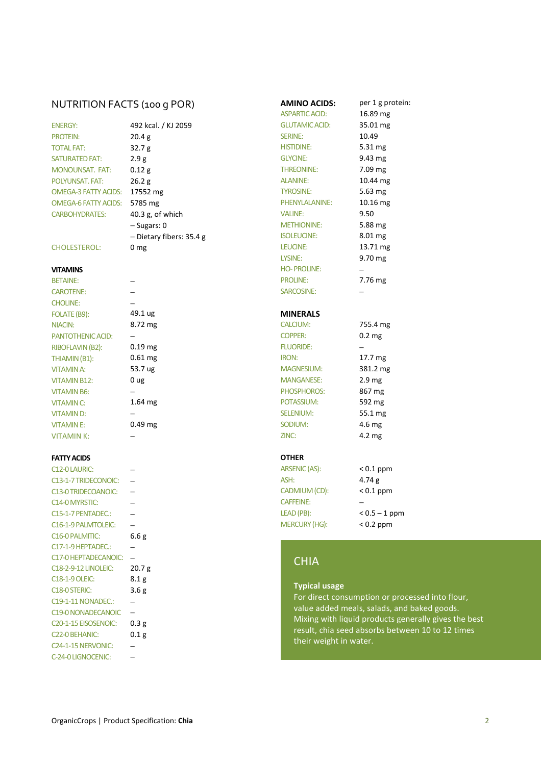## NUTRITION FACTS (100 g POR)

| | |
|---|---|
| ENERGY: | 492 kcal. / KJ 2059 |
| PROTEIN: | 20.4 g |
| TOTAL FAT: | 32.7 g |
| SATURATED FAT: | 2.9 g |
| MONOUNSAT. FAT: | 0.12 g |
| POLYUNSAT. FAT: | 26.2 g |
| OMEGA-3 FATTY ACIDS: | 17552 mg |
| OMEGA-6 FATTY ACIDS: | 5785 mg |
| CARBOHYDRATES: | 40.3 g, of which |
| | – Sugars: 0 |
| | – Dietary fibers: 35.4 g |
| CHOLESTEROL: | 0 mg |

### VITAMINS

| | |
|---|---|
| BETAINE: | – |
| CAROTENE: | – |
| CHOLINE: | – |
| FOLATE (B9): | 49.1 ug |
| NIACIN: | 8.72 mg |
| PANTOTHENIC ACID: | – |
| RIBOFLAVIN (B2): | 0.19 mg |
| THIAMIN (B1): | 0.61 mg |
| VITAMIN A: | 53.7 ug |
| VITAMIN B12: | 0 ug |
| VITAMIN B6: | – |
| VITAMIN C: | 1.64 mg |
| VITAMIN D: | – |
| VITAMIN E: | 0.49 mg |
| VITAMIN K: | – |

### FATTY ACIDS

| | |
|---|---|
| C12-0 LAURIC: | – |
| C13-1-7 TRIDECONOIC: | – |
| C13-0 TRIDECOANOIC: | – |
| C14-0 MYRSTIC: | – |
| C15-1-7 PENTADEC.: | – |
| C16-1-9 PALMTOLEIC: | – |
| C16-0 PALMITIC: | 6.6 g |
| C17-1-9 HEPTADEC.: | – |
| C17-0 HEPTADECANOIC: | – |
| C18-2-9-12 LINOLEIC: | 20.7 g |
| C18-1-9 OLEIC: | 8.1 g |
| C18-0 STERIC: | 3.6 g |
| C19-1-11 NONADEC.: | – |
| C19-0 NONADECANOIC | – |
| C20-1-15 EISOSENOIC: | 0.3 g |
| C22-0 BEHANIC: | 0.1 g |
| C24-1-15 NERVONIC: | – |
| C-24-0 LIGNOCENIC: | – |

### AMINO ACIDS:

| | per 1 g protein: |
|---|---|
| ASPARTIC ACID: | 16.89 mg |
| GLUTAMIC ACID: | 35.01 mg |
| SERINE: | 10.49 |
| HISTIDINE: | 5.31 mg |
| GLYCINE: | 9.43 mg |
| THREONINE: | 7.09 mg |
| ALANINE: | 10.44 mg |
| TYROSINE: | 5.63 mg |
| PHENYLALANINE: | 10.16 mg |
| VALINE: | 9.50 |
| METHIONINE: | 5.88 mg |
| ISOLEUCINE: | 8.01 mg |
| LEUCINE: | 13.71 mg |
| LYSINE: | 9.70 mg |
| HO- PROLINE: | – |
| PROLINE: | 7.76 mg |
| SARCOSINE: | – |

### MINERALS

| | |
|---|---|
| CALCIUM: | 755.4 mg |
| COPPER: | 0.2 mg |
| FLUORIDE: | – |
| IRON: | 17.7 mg |
| MAGNESIUM: | 381.2 mg |
| MANGANESE: | 2.9 mg |
| PHOSPHOROS: | 867 mg |
| POTASSIUM: | 592 mg |
| SELENIUM: | 55.1 mg |
| SODIUM: | 4.6 mg |
| ZINC: | 4.2 mg |

### OTHER

| | |
|---|---|
| ARSENIC (AS): | < 0.1 ppm |
| ASH: | 4.74 g |
| CADMIUM (CD): | < 0.1 ppm |
| CAFFEINE: | – |
| LEAD (PB): | < 0.5 – 1 ppm |
| MERCURY (HG): | < 0.2 ppm |

## CHIA

**Typical usage**

For direct consumption or processed into flour, value added meals, salads, and baked goods. Mixing with liquid products generally gives the best result, chia seed absorbs between 10 to 12 times their weight in water.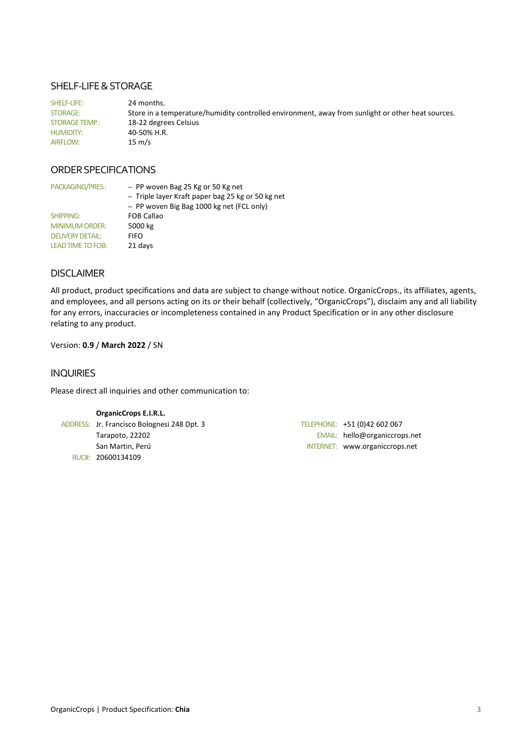## SHELF-LIFE & STORAGE

| | |
|---|---|
| SHELF-LIFE: | 24 months. |
| STORAGE: | Store in a temperature/humidity controlled environment, away from sunlight or other heat sources. |
| STORAGE TEMP.: | 18-22 degrees Celsius |
| HUMIDITY: | 40-50% H.R. |
| AIRFLOW: | 15 m/s |

## ORDER SPECIFICATIONS

| | |
|---|---|
| PACKAGING/PRES.: | – PP woven Bag 25 Kg or 50 Kg net<br>– Triple layer Kraft paper bag 25 kg or 50 kg net<br>– PP woven Big Bag 1000 kg net (FCL only) |
| SHIPPING: | FOB Callao |
| MINIMUM ORDER: | 5000 kg |
| DELIVERY DETAIL: | FIFO |
| LEAD TIME TO FOB: | 21 days |

## DISCLAIMER

All product, product specifications and data are subject to change without notice. OrganicCrops., its affiliates, agents, and employees, and all persons acting on its or their behalf (collectively, “OrganicCrops”), disclaim any and all liability for any errors, inaccuracies or incompleteness contained in any Product Specification or in any other disclosure relating to any product.

Version: **0.9** / **March 2022** / SN

## INQUIRIES

Please direct all inquiries and other communication to:

**OrganicCrops E.I.R.L.**

ADDRESS: Jr. Francisco Bolognesi 248 Dpt. 3
Tarapoto, 22202
San Martin, Perú
RUC#: 20600134109

TELEPHONE: +51 (0)42 602 067
EMAIL: hello@organiccrops.net
INTERNET: www.organiccrops.net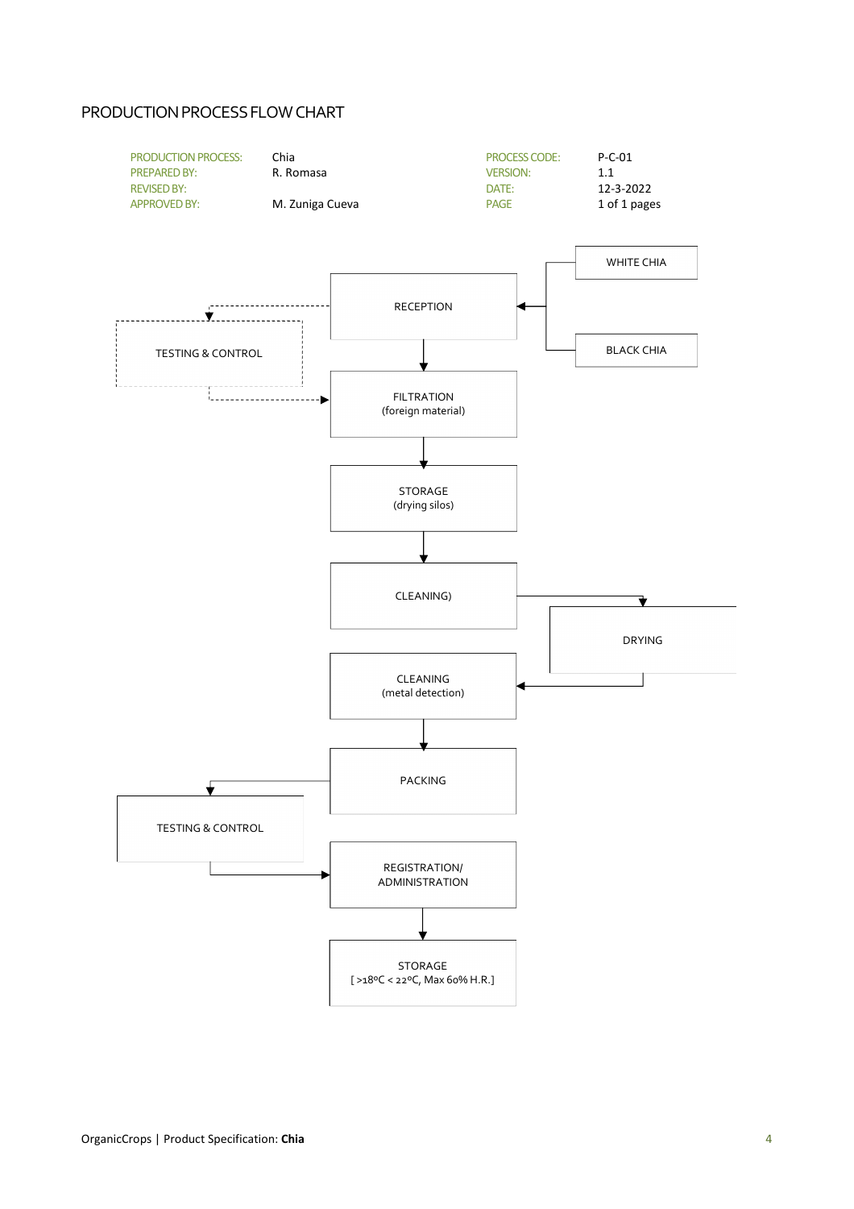# PRODUCTION PROCESS FLOW CHART

| | | | |
|---|---|---|---|
| PRODUCTION PROCESS: | Chia | PROCESS CODE: | P-C-01 |
| PREPARED BY: | R. Romasa | VERSION: | 1.1 |
| REVISED BY: | | DATE: | 12-3-2022 |
| APPROVED BY: | M. Zuniga Cueva | PAGE | 1 of 1 pages |

WHITE CHIA

BLACK CHIA

RECEPTION

TESTING & CONTROL

FILTRATION
(foreign material)

STORAGE
(drying silos)

CLEANING)

DRYING

CLEANING
(metal detection)

PACKING

TESTING & CONTROL

REGISTRATION/
ADMINISTRATION

STORAGE
[ >18ºC < 22ºC, Max 60% H.R.]

OrganicCrops | Product Specification: **Chia**